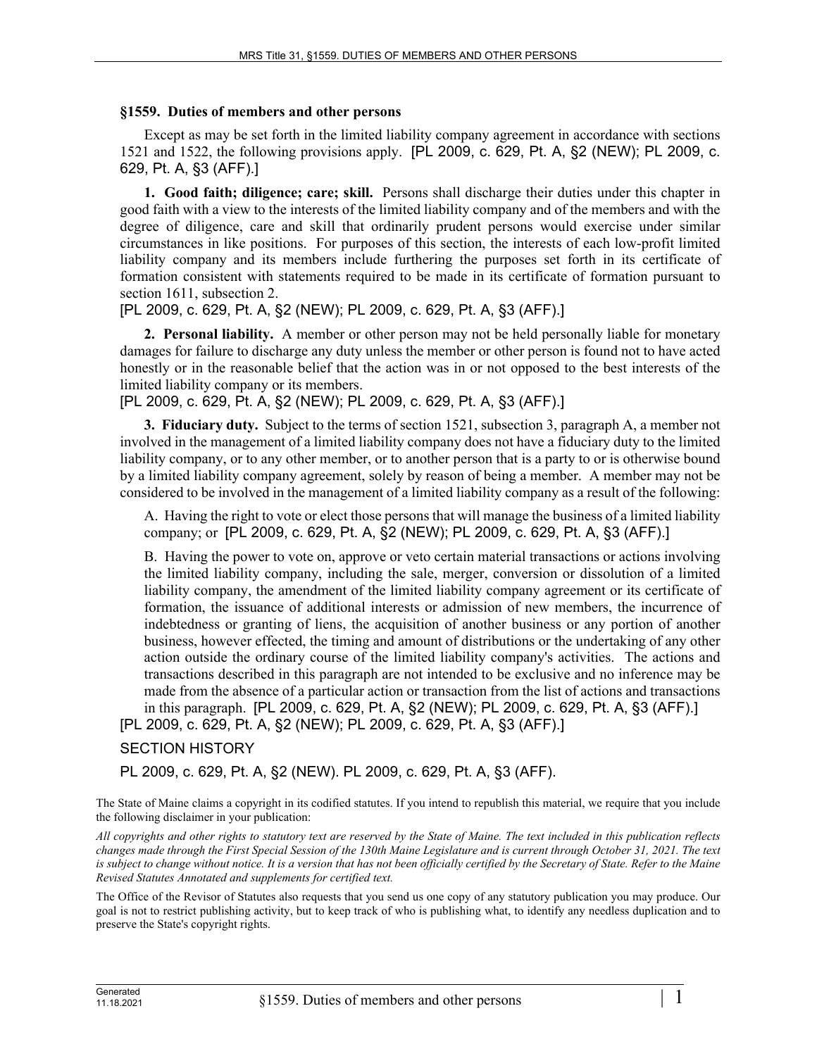### §1559. Duties of members and other persons

Except as may be set forth in the limited liability company agreement in accordance with sections 1521 and 1522, the following provisions apply. [PL 2009, c. 629, Pt. A, §2 (NEW); PL 2009, c. 629, Pt. A, §3 (AFF).]

**1. Good faith; diligence; care; skill.** Persons shall discharge their duties under this chapter in good faith with a view to the interests of the limited liability company and of the members and with the degree of diligence, care and skill that ordinarily prudent persons would exercise under similar circumstances in like positions. For purposes of this section, the interests of each low-profit limited liability company and its members include furthering the purposes set forth in its certificate of formation consistent with statements required to be made in its certificate of formation pursuant to section 1611, subsection 2.

[PL 2009, c. 629, Pt. A, §2 (NEW); PL 2009, c. 629, Pt. A, §3 (AFF).]

**2. Personal liability.** A member or other person may not be held personally liable for monetary damages for failure to discharge any duty unless the member or other person is found not to have acted honestly or in the reasonable belief that the action was in or not opposed to the best interests of the limited liability company or its members.

[PL 2009, c. 629, Pt. A, §2 (NEW); PL 2009, c. 629, Pt. A, §3 (AFF).]

**3. Fiduciary duty.** Subject to the terms of section 1521, subsection 3, paragraph A, a member not involved in the management of a limited liability company does not have a fiduciary duty to the limited liability company, or to any other member, or to another person that is a party to or is otherwise bound by a limited liability company agreement, solely by reason of being a member. A member may not be considered to be involved in the management of a limited liability company as a result of the following:

A. Having the right to vote or elect those persons that will manage the business of a limited liability company; or [PL 2009, c. 629, Pt. A, §2 (NEW); PL 2009, c. 629, Pt. A, §3 (AFF).]

B. Having the power to vote on, approve or veto certain material transactions or actions involving the limited liability company, including the sale, merger, conversion or dissolution of a limited liability company, the amendment of the limited liability company agreement or its certificate of formation, the issuance of additional interests or admission of new members, the incurrence of indebtedness or granting of liens, the acquisition of another business or any portion of another business, however effected, the timing and amount of distributions or the undertaking of any other action outside the ordinary course of the limited liability company's activities. The actions and transactions described in this paragraph are not intended to be exclusive and no inference may be made from the absence of a particular action or transaction from the list of actions and transactions in this paragraph. [PL 2009, c. 629, Pt. A, §2 (NEW); PL 2009, c. 629, Pt. A, §3 (AFF).]

[PL 2009, c. 629, Pt. A, §2 (NEW); PL 2009, c. 629, Pt. A, §3 (AFF).]

SECTION HISTORY

PL 2009, c. 629, Pt. A, §2 (NEW). PL 2009, c. 629, Pt. A, §3 (AFF).

The State of Maine claims a copyright in its codified statutes. If you intend to republish this material, we require that you include the following disclaimer in your publication:

*All copyrights and other rights to statutory text are reserved by the State of Maine. The text included in this publication reflects changes made through the First Special Session of the 130th Maine Legislature and is current through October 31, 2021. The text is subject to change without notice. It is a version that has not been officially certified by the Secretary of State. Refer to the Maine Revised Statutes Annotated and supplements for certified text.*

The Office of the Revisor of Statutes also requests that you send us one copy of any statutory publication you may produce. Our goal is not to restrict publishing activity, but to keep track of who is publishing what, to identify any needless duplication and to preserve the State's copyright rights.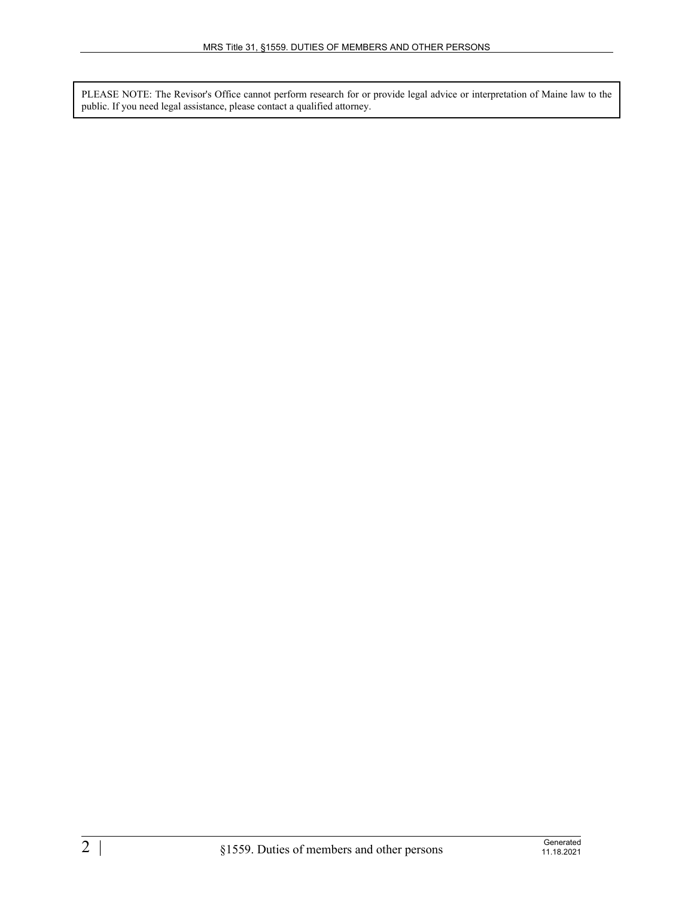PLEASE NOTE: The Revisor's Office cannot perform research for or provide legal advice or interpretation of Maine law to the public. If you need legal assistance, please contact a qualified attorney.